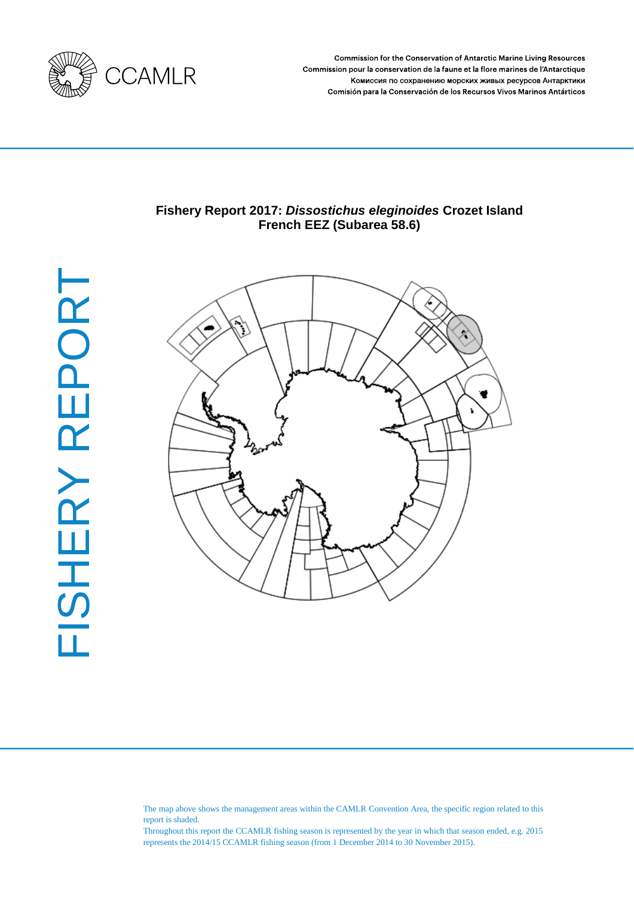Commission for the Conservation of Antarctic Marine Living Resources
Commission pour la conservation de la faune et la flore marines de l'Antarctique
Комиссия по сохранению морских живых ресурсов Антарктики
Comisión para la Conservación de los Recursos Vivos Marinos Antárticos

FISHERY REPORT

# Fishery Report 2017: *Dissostichus eleginoides* Crozet Island French EEZ (Subarea 58.6)

The map above shows the management areas within the CAMLR Convention Area, the specific region related to this report is shaded.
Throughout this report the CCAMLR fishing season is represented by the year in which that season ended, e.g. 2015 represents the 2014/15 CCAMLR fishing season (from 1 December 2014 to 30 November 2015).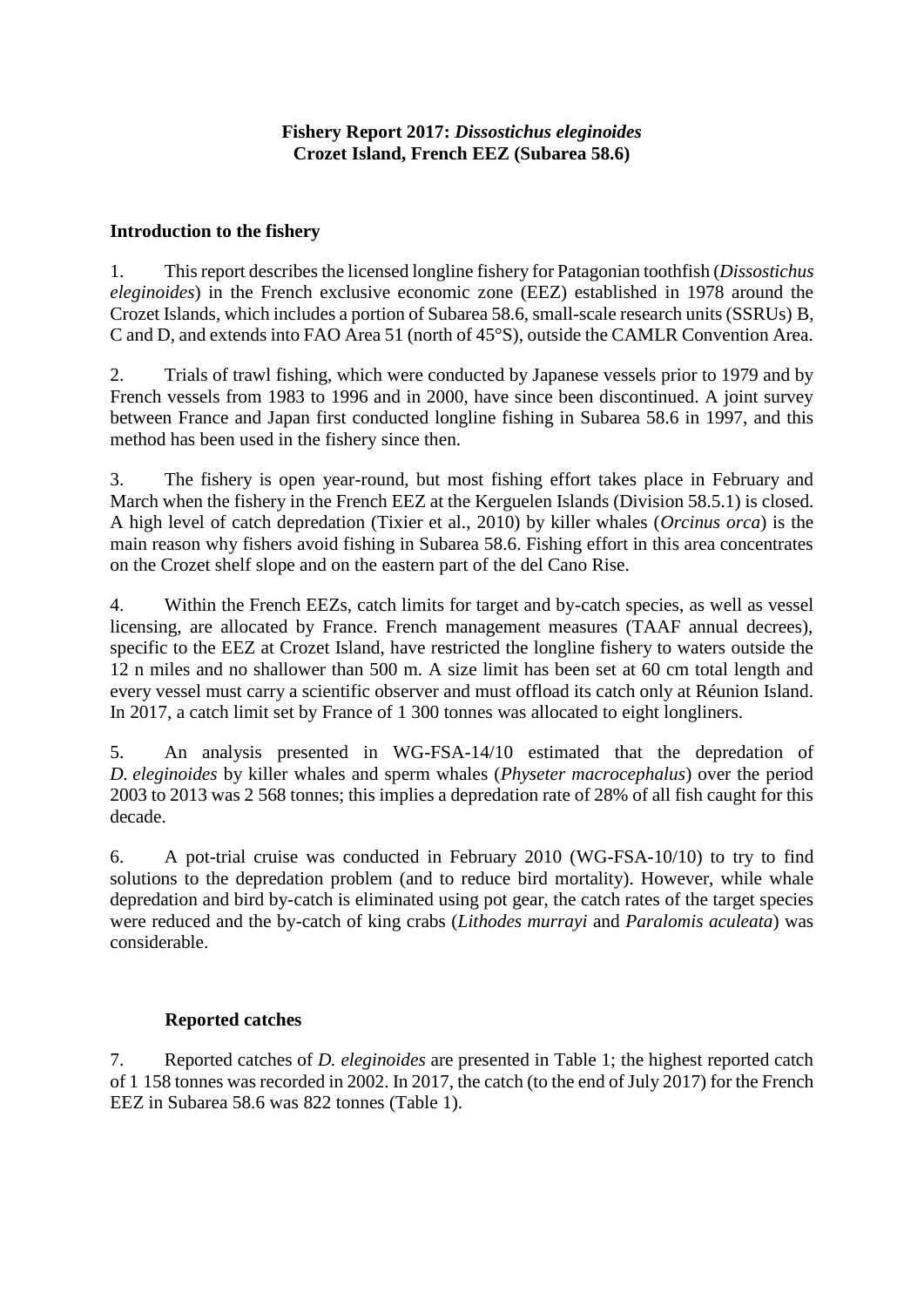**Fishery Report 2017: *Dissostichus eleginoides***
**Crozet Island, French EEZ (Subarea 58.6)**

## Introduction to the fishery

1. This report describes the licensed longline fishery for Patagonian toothfish (*Dissostichus eleginoides*) in the French exclusive economic zone (EEZ) established in 1978 around the Crozet Islands, which includes a portion of Subarea 58.6, small-scale research units (SSRUs) B, C and D, and extends into FAO Area 51 (north of 45°S), outside the CAMLR Convention Area.

2. Trials of trawl fishing, which were conducted by Japanese vessels prior to 1979 and by French vessels from 1983 to 1996 and in 2000, have since been discontinued. A joint survey between France and Japan first conducted longline fishing in Subarea 58.6 in 1997, and this method has been used in the fishery since then.

3. The fishery is open year-round, but most fishing effort takes place in February and March when the fishery in the French EEZ at the Kerguelen Islands (Division 58.5.1) is closed. A high level of catch depredation (Tixier et al., 2010) by killer whales (*Orcinus orca*) is the main reason why fishers avoid fishing in Subarea 58.6. Fishing effort in this area concentrates on the Crozet shelf slope and on the eastern part of the del Cano Rise.

4. Within the French EEZs, catch limits for target and by-catch species, as well as vessel licensing, are allocated by France. French management measures (TAAF annual decrees), specific to the EEZ at Crozet Island, have restricted the longline fishery to waters outside the 12 n miles and no shallower than 500 m. A size limit has been set at 60 cm total length and every vessel must carry a scientific observer and must offload its catch only at Réunion Island. In 2017, a catch limit set by France of 1 300 tonnes was allocated to eight longliners.

5. An analysis presented in WG-FSA-14/10 estimated that the depredation of *D. eleginoides* by killer whales and sperm whales (*Physeter macrocephalus*) over the period 2003 to 2013 was 2 568 tonnes; this implies a depredation rate of 28% of all fish caught for this decade.

6. A pot-trial cruise was conducted in February 2010 (WG-FSA-10/10) to try to find solutions to the depredation problem (and to reduce bird mortality). However, while whale depredation and bird by-catch is eliminated using pot gear, the catch rates of the target species were reduced and the by-catch of king crabs (*Lithodes murrayi* and *Paralomis aculeata*) was considerable.

### Reported catches

7. Reported catches of *D. eleginoides* are presented in Table 1; the highest reported catch of 1 158 tonnes was recorded in 2002. In 2017, the catch (to the end of July 2017) for the French EEZ in Subarea 58.6 was 822 tonnes (Table 1).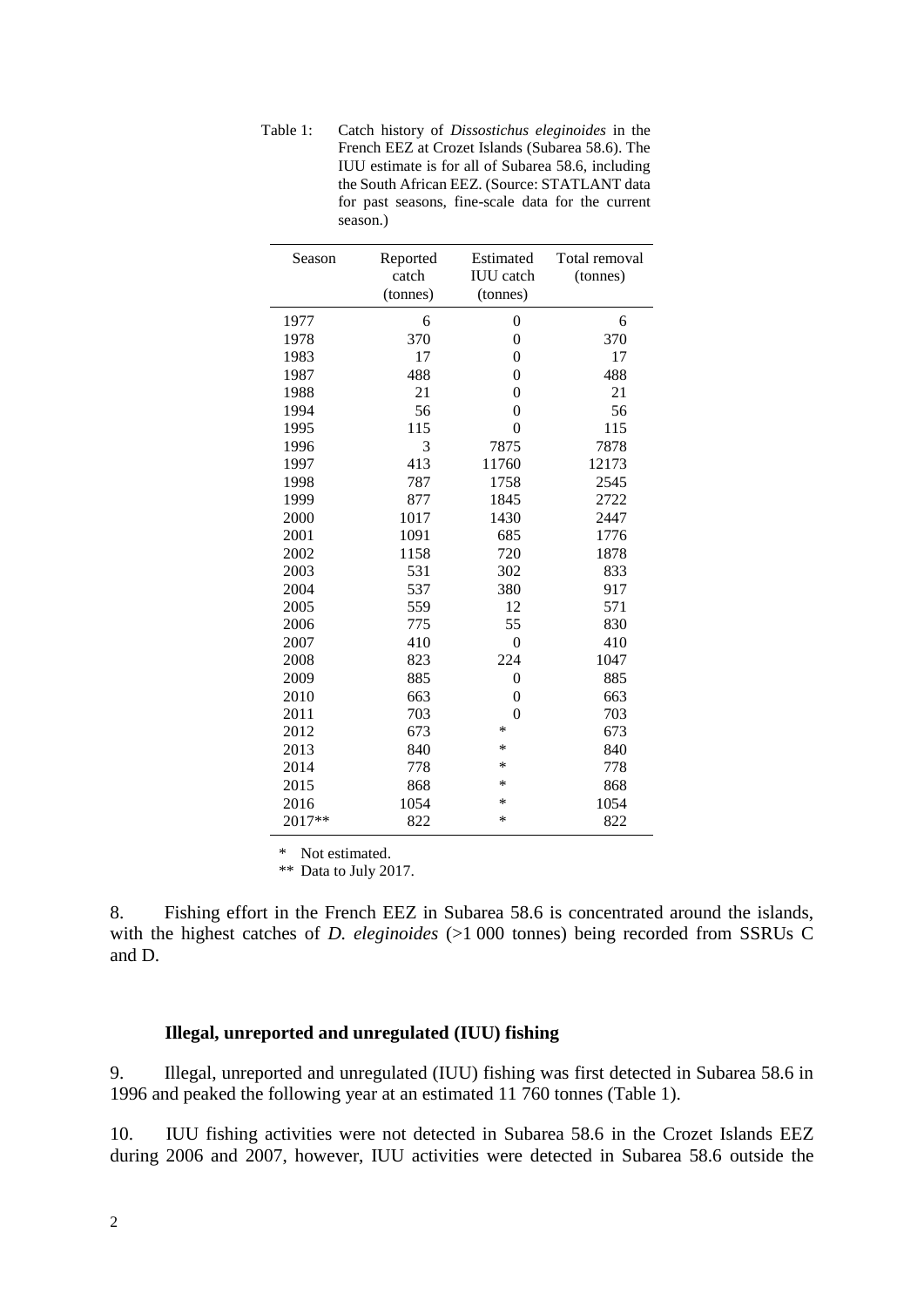Table 1: Catch history of *Dissostichus eleginoides* in the French EEZ at Crozet Islands (Subarea 58.6). The IUU estimate is for all of Subarea 58.6, including the South African EEZ. (Source: STATLANT data for past seasons, fine-scale data for the current season.)

| Season | Reported catch (tonnes) | Estimated IUU catch (tonnes) | Total removal (tonnes) |
|---|---|---|---|
| 1977 | 6 | 0 | 6 |
| 1978 | 370 | 0 | 370 |
| 1983 | 17 | 0 | 17 |
| 1987 | 488 | 0 | 488 |
| 1988 | 21 | 0 | 21 |
| 1994 | 56 | 0 | 56 |
| 1995 | 115 | 0 | 115 |
| 1996 | 3 | 7875 | 7878 |
| 1997 | 413 | 11760 | 12173 |
| 1998 | 787 | 1758 | 2545 |
| 1999 | 877 | 1845 | 2722 |
| 2000 | 1017 | 1430 | 2447 |
| 2001 | 1091 | 685 | 1776 |
| 2002 | 1158 | 720 | 1878 |
| 2003 | 531 | 302 | 833 |
| 2004 | 537 | 380 | 917 |
| 2005 | 559 | 12 | 571 |
| 2006 | 775 | 55 | 830 |
| 2007 | 410 | 0 | 410 |
| 2008 | 823 | 224 | 1047 |
| 2009 | 885 | 0 | 885 |
| 2010 | 663 | 0 | 663 |
| 2011 | 703 | 0 | 703 |
| 2012 | 673 | * | 673 |
| 2013 | 840 | * | 840 |
| 2014 | 778 | * | 778 |
| 2015 | 868 | * | 868 |
| 2016 | 1054 | * | 1054 |
| 2017** | 822 | * | 822 |

\* Not estimated.

** Data to July 2017.

8. Fishing effort in the French EEZ in Subarea 58.6 is concentrated around the islands, with the highest catches of *D. eleginoides* (>1 000 tonnes) being recorded from SSRUs C and D.

### Illegal, unreported and unregulated (IUU) fishing

9. Illegal, unreported and unregulated (IUU) fishing was first detected in Subarea 58.6 in 1996 and peaked the following year at an estimated 11 760 tonnes (Table 1).

10. IUU fishing activities were not detected in Subarea 58.6 in the Crozet Islands EEZ during 2006 and 2007, however, IUU activities were detected in Subarea 58.6 outside the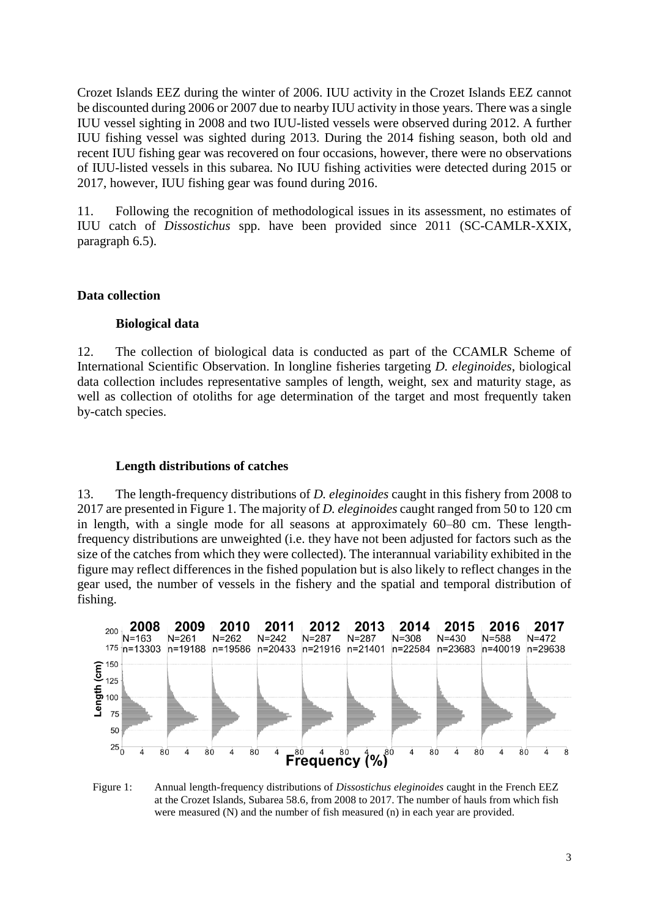Crozet Islands EEZ during the winter of 2006. IUU activity in the Crozet Islands EEZ cannot be discounted during 2006 or 2007 due to nearby IUU activity in those years. There was a single IUU vessel sighting in 2008 and two IUU-listed vessels were observed during 2012. A further IUU fishing vessel was sighted during 2013. During the 2014 fishing season, both old and recent IUU fishing gear was recovered on four occasions, however, there were no observations of IUU-listed vessels in this subarea. No IUU fishing activities were detected during 2015 or 2017, however, IUU fishing gear was found during 2016.

11. Following the recognition of methodological issues in its assessment, no estimates of IUU catch of *Dissostichus* spp. have been provided since 2011 (SC-CAMLR-XXIX, paragraph 6.5).

## Data collection

### Biological data

12. The collection of biological data is conducted as part of the CCAMLR Scheme of International Scientific Observation. In longline fisheries targeting *D. eleginoides*, biological data collection includes representative samples of length, weight, sex and maturity stage, as well as collection of otoliths for age determination of the target and most frequently taken by-catch species.

### Length distributions of catches

13. The length-frequency distributions of *D. eleginoides* caught in this fishery from 2008 to 2017 are presented in Figure 1. The majority of *D. eleginoides* caught ranged from 50 to 120 cm in length, with a single mode for all seasons at approximately 60–80 cm. These length-frequency distributions are unweighted (i.e. they have not been adjusted for factors such as the size of the catches from which they were collected). The interannual variability exhibited in the figure may reflect differences in the fished population but is also likely to reflect changes in the gear used, the number of vessels in the fishery and the spatial and temporal distribution of fishing.

Figure 1: Annual length-frequency distributions of *Dissostichus eleginoides* caught in the French EEZ at the Crozet Islands, Subarea 58.6, from 2008 to 2017. The number of hauls from which fish were measured (N) and the number of fish measured (n) in each year are provided.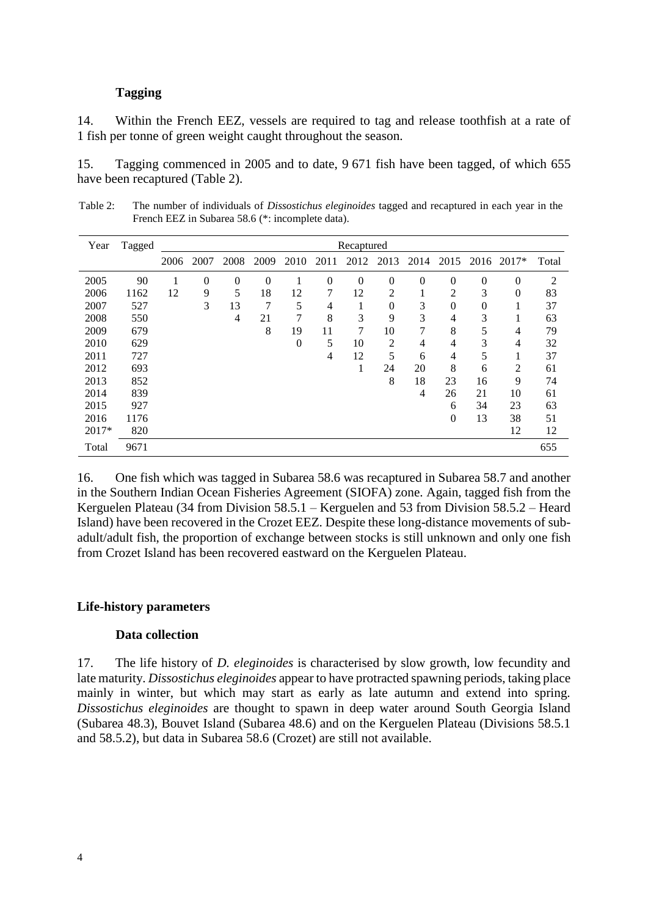### Tagging

14. Within the French EEZ, vessels are required to tag and release toothfish at a rate of 1 fish per tonne of green weight caught throughout the season.

15. Tagging commenced in 2005 and to date, 9 671 fish have been tagged, of which 655 have been recaptured (Table 2).

Table 2: The number of individuals of *Dissostichus eleginoides* tagged and recaptured in each year in the French EEZ in Subarea 58.6 (*: incomplete data).

| Year | Tagged | Recaptured | | | | | | | | | | | | |
|---|---|---|---|---|---|---|---|---|---|---|---|---|---|---|
| | | 2006 | 2007 | 2008 | 2009 | 2010 | 2011 | 2012 | 2013 | 2014 | 2015 | 2016 | 2017* | Total |
| 2005 | 90 | 1 | 0 | 0 | 0 | 1 | 0 | 0 | 0 | 0 | 0 | 0 | 0 | 2 |
| 2006 | 1162 | 12 | 9 | 5 | 18 | 12 | 7 | 12 | 2 | 1 | 2 | 3 | 0 | 83 |
| 2007 | 527 | | 3 | 13 | 7 | 5 | 4 | 1 | 0 | 3 | 0 | 0 | 1 | 37 |
| 2008 | 550 | | | 4 | 21 | 7 | 8 | 3 | 9 | 3 | 4 | 3 | 1 | 63 |
| 2009 | 679 | | | | 8 | 19 | 11 | 7 | 10 | 7 | 8 | 5 | 4 | 79 |
| 2010 | 629 | | | | | 0 | 5 | 10 | 2 | 4 | 4 | 3 | 4 | 32 |
| 2011 | 727 | | | | | | 4 | 12 | 5 | 6 | 4 | 5 | 1 | 37 |
| 2012 | 693 | | | | | | | 1 | 24 | 20 | 8 | 6 | 2 | 61 |
| 2013 | 852 | | | | | | | | 8 | 18 | 23 | 16 | 9 | 74 |
| 2014 | 839 | | | | | | | | | 4 | 26 | 21 | 10 | 61 |
| 2015 | 927 | | | | | | | | | | 6 | 34 | 23 | 63 |
| 2016 | 1176 | | | | | | | | | | 0 | 13 | 38 | 51 |
| 2017* | 820 | | | | | | | | | | | | 12 | 12 |
| Total | 9671 | | | | | | | | | | | | | 655 |

16. One fish which was tagged in Subarea 58.6 was recaptured in Subarea 58.7 and another in the Southern Indian Ocean Fisheries Agreement (SIOFA) zone. Again, tagged fish from the Kerguelen Plateau (34 from Division 58.5.1 – Kerguelen and 53 from Division 58.5.2 – Heard Island) have been recovered in the Crozet EEZ. Despite these long-distance movements of sub-adult/adult fish, the proportion of exchange between stocks is still unknown and only one fish from Crozet Island has been recovered eastward on the Kerguelen Plateau.

## Life-history parameters

### Data collection

17. The life history of *D. eleginoides* is characterised by slow growth, low fecundity and late maturity. *Dissostichus eleginoides* appear to have protracted spawning periods, taking place mainly in winter, but which may start as early as late autumn and extend into spring. *Dissostichus eleginoides* are thought to spawn in deep water around South Georgia Island (Subarea 48.3), Bouvet Island (Subarea 48.6) and on the Kerguelen Plateau (Divisions 58.5.1 and 58.5.2), but data in Subarea 58.6 (Crozet) are still not available.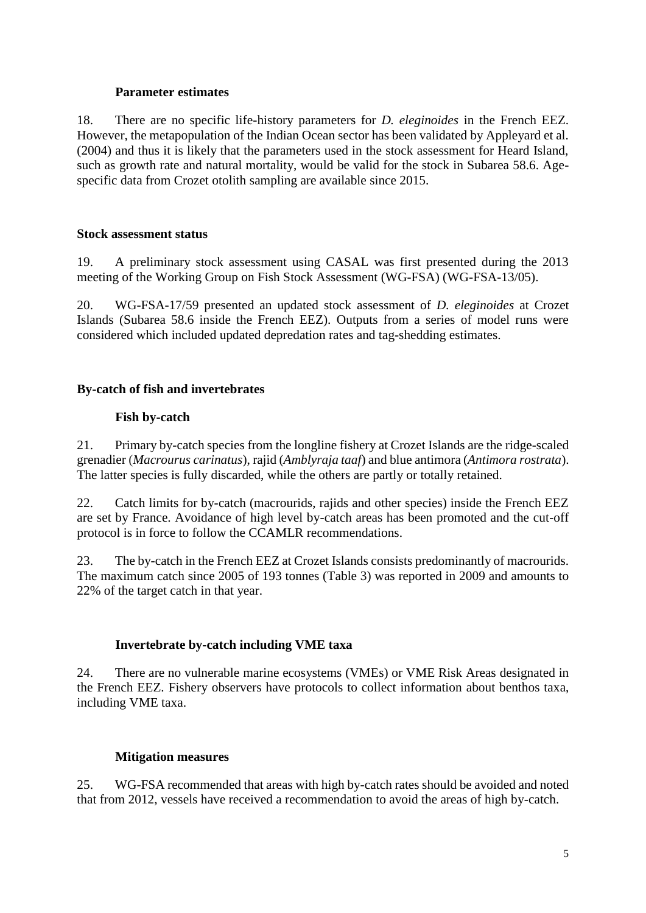### Parameter estimates

18. There are no specific life-history parameters for *D. eleginoides* in the French EEZ. However, the metapopulation of the Indian Ocean sector has been validated by Appleyard et al. (2004) and thus it is likely that the parameters used in the stock assessment for Heard Island, such as growth rate and natural mortality, would be valid for the stock in Subarea 58.6. Age-specific data from Crozet otolith sampling are available since 2015.

## Stock assessment status

19. A preliminary stock assessment using CASAL was first presented during the 2013 meeting of the Working Group on Fish Stock Assessment (WG-FSA) (WG-FSA-13/05).

20. WG-FSA-17/59 presented an updated stock assessment of *D. eleginoides* at Crozet Islands (Subarea 58.6 inside the French EEZ). Outputs from a series of model runs were considered which included updated depredation rates and tag-shedding estimates.

## By-catch of fish and invertebrates

### Fish by-catch

21. Primary by-catch species from the longline fishery at Crozet Islands are the ridge-scaled grenadier (*Macrourus carinatus*), rajid (*Amblyraja taaf*) and blue antimora (*Antimora rostrata*). The latter species is fully discarded, while the others are partly or totally retained.

22. Catch limits for by-catch (macrourids, rajids and other species) inside the French EEZ are set by France. Avoidance of high level by-catch areas has been promoted and the cut-off protocol is in force to follow the CCAMLR recommendations.

23. The by-catch in the French EEZ at Crozet Islands consists predominantly of macrourids. The maximum catch since 2005 of 193 tonnes (Table 3) was reported in 2009 and amounts to 22% of the target catch in that year.

### Invertebrate by-catch including VME taxa

24. There are no vulnerable marine ecosystems (VMEs) or VME Risk Areas designated in the French EEZ. Fishery observers have protocols to collect information about benthos taxa, including VME taxa.

### Mitigation measures

25. WG-FSA recommended that areas with high by-catch rates should be avoided and noted that from 2012, vessels have received a recommendation to avoid the areas of high by-catch.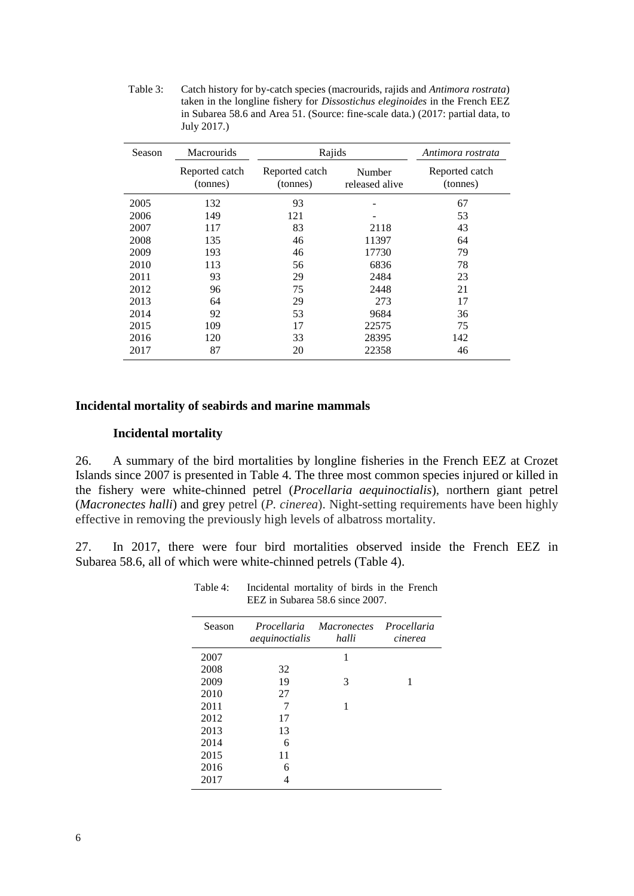Table 3: Catch history for by-catch species (macrourids, rajids and *Antimora rostrata*) taken in the longline fishery for *Dissostichus eleginoides* in the French EEZ in Subarea 58.6 and Area 51. (Source: fine-scale data.) (2017: partial data, to July 2017.)

| Season | Macrourids | Rajids | | *Antimora rostrata* |
|---|---|---|---|---|
| | Reported catch (tonnes) | Reported catch (tonnes) | Number released alive | Reported catch (tonnes) |
| 2005 | 132 | 93 | - | 67 |
| 2006 | 149 | 121 | - | 53 |
| 2007 | 117 | 83 | 2118 | 43 |
| 2008 | 135 | 46 | 11397 | 64 |
| 2009 | 193 | 46 | 17730 | 79 |
| 2010 | 113 | 56 | 6836 | 78 |
| 2011 | 93 | 29 | 2484 | 23 |
| 2012 | 96 | 75 | 2448 | 21 |
| 2013 | 64 | 29 | 273 | 17 |
| 2014 | 92 | 53 | 9684 | 36 |
| 2015 | 109 | 17 | 22575 | 75 |
| 2016 | 120 | 33 | 28395 | 142 |
| 2017 | 87 | 20 | 22358 | 46 |

## Incidental mortality of seabirds and marine mammals

### Incidental mortality

26. A summary of the bird mortalities by longline fisheries in the French EEZ at Crozet Islands since 2007 is presented in Table 4. The three most common species injured or killed in the fishery were white-chinned petrel (*Procellaria aequinoctialis*), northern giant petrel (*Macronectes halli*) and grey petrel (*P. cinerea*). Night-setting requirements have been highly effective in removing the previously high levels of albatross mortality.

27. In 2017, there were four bird mortalities observed inside the French EEZ in Subarea 58.6, all of which were white-chinned petrels (Table 4).

Table 4: Incidental mortality of birds in the French EEZ in Subarea 58.6 since 2007.

| Season | *Procellaria aequinoctialis* | *Macronectes halli* | *Procellaria cinerea* |
|---|---|---|---|
| 2007 | | 1 | |
| 2008 | 32 | | |
| 2009 | 19 | 3 | 1 |
| 2010 | 27 | | |
| 2011 | 7 | 1 | |
| 2012 | 17 | | |
| 2013 | 13 | | |
| 2014 | 6 | | |
| 2015 | 11 | | |
| 2016 | 6 | | |
| 2017 | 4 | | |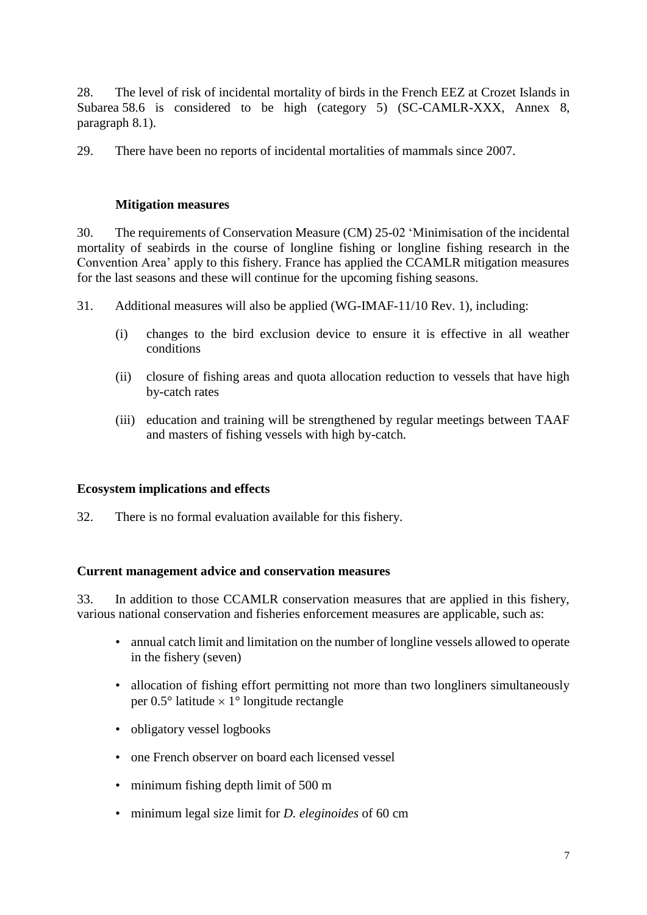28. The level of risk of incidental mortality of birds in the French EEZ at Crozet Islands in Subarea 58.6 is considered to be high (category 5) (SC-CAMLR-XXX, Annex 8, paragraph 8.1).

29. There have been no reports of incidental mortalities of mammals since 2007.

### Mitigation measures

30. The requirements of Conservation Measure (CM) 25-02 'Minimisation of the incidental mortality of seabirds in the course of longline fishing or longline fishing research in the Convention Area' apply to this fishery. France has applied the CCAMLR mitigation measures for the last seasons and these will continue for the upcoming fishing seasons.

31. Additional measures will also be applied (WG-IMAF-11/10 Rev. 1), including:

(i) changes to the bird exclusion device to ensure it is effective in all weather conditions

(ii) closure of fishing areas and quota allocation reduction to vessels that have high by-catch rates

(iii) education and training will be strengthened by regular meetings between TAAF and masters of fishing vessels with high by-catch.

## Ecosystem implications and effects

32. There is no formal evaluation available for this fishery.

## Current management advice and conservation measures

33. In addition to those CCAMLR conservation measures that are applied in this fishery, various national conservation and fisheries enforcement measures are applicable, such as:

- annual catch limit and limitation on the number of longline vessels allowed to operate in the fishery (seven)
- allocation of fishing effort permitting not more than two longliners simultaneously per 0.5° latitude × 1° longitude rectangle
- obligatory vessel logbooks
- one French observer on board each licensed vessel
- minimum fishing depth limit of 500 m
- minimum legal size limit for *D. eleginoides* of 60 cm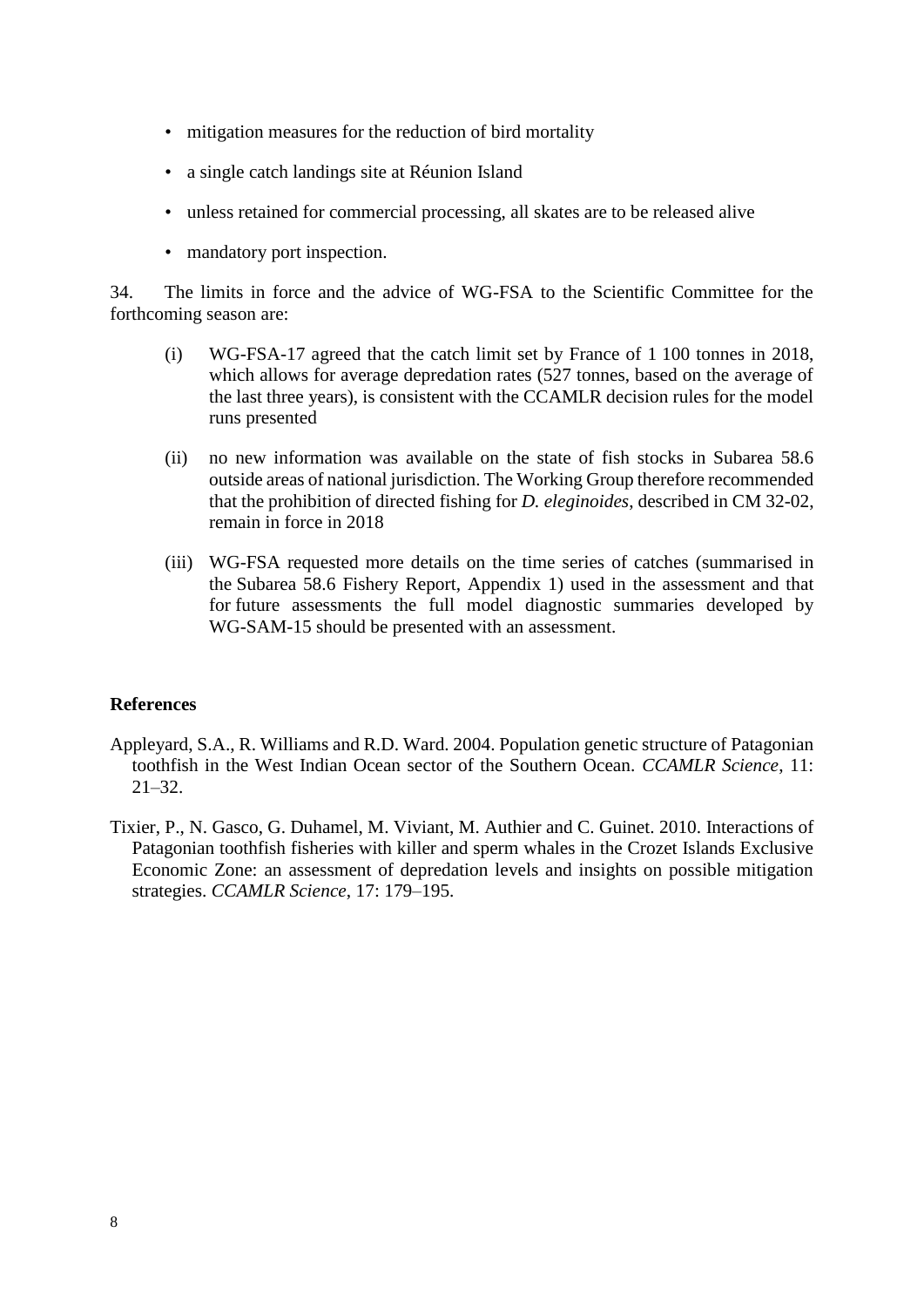- mitigation measures for the reduction of bird mortality
- a single catch landings site at Réunion Island
- unless retained for commercial processing, all skates are to be released alive
- mandatory port inspection.

34. The limits in force and the advice of WG-FSA to the Scientific Committee for the forthcoming season are:

(i) WG-FSA-17 agreed that the catch limit set by France of 1 100 tonnes in 2018, which allows for average depredation rates (527 tonnes, based on the average of the last three years), is consistent with the CCAMLR decision rules for the model runs presented

(ii) no new information was available on the state of fish stocks in Subarea 58.6 outside areas of national jurisdiction. The Working Group therefore recommended that the prohibition of directed fishing for *D. eleginoides*, described in CM 32-02, remain in force in 2018

(iii) WG-FSA requested more details on the time series of catches (summarised in the Subarea 58.6 Fishery Report, Appendix 1) used in the assessment and that for future assessments the full model diagnostic summaries developed by WG-SAM-15 should be presented with an assessment.

**References**

Appleyard, S.A., R. Williams and R.D. Ward. 2004. Population genetic structure of Patagonian toothfish in the West Indian Ocean sector of the Southern Ocean. *CCAMLR Science*, 11: 21–32.

Tixier, P., N. Gasco, G. Duhamel, M. Viviant, M. Authier and C. Guinet. 2010. Interactions of Patagonian toothfish fisheries with killer and sperm whales in the Crozet Islands Exclusive Economic Zone: an assessment of depredation levels and insights on possible mitigation strategies. *CCAMLR Science*, 17: 179–195.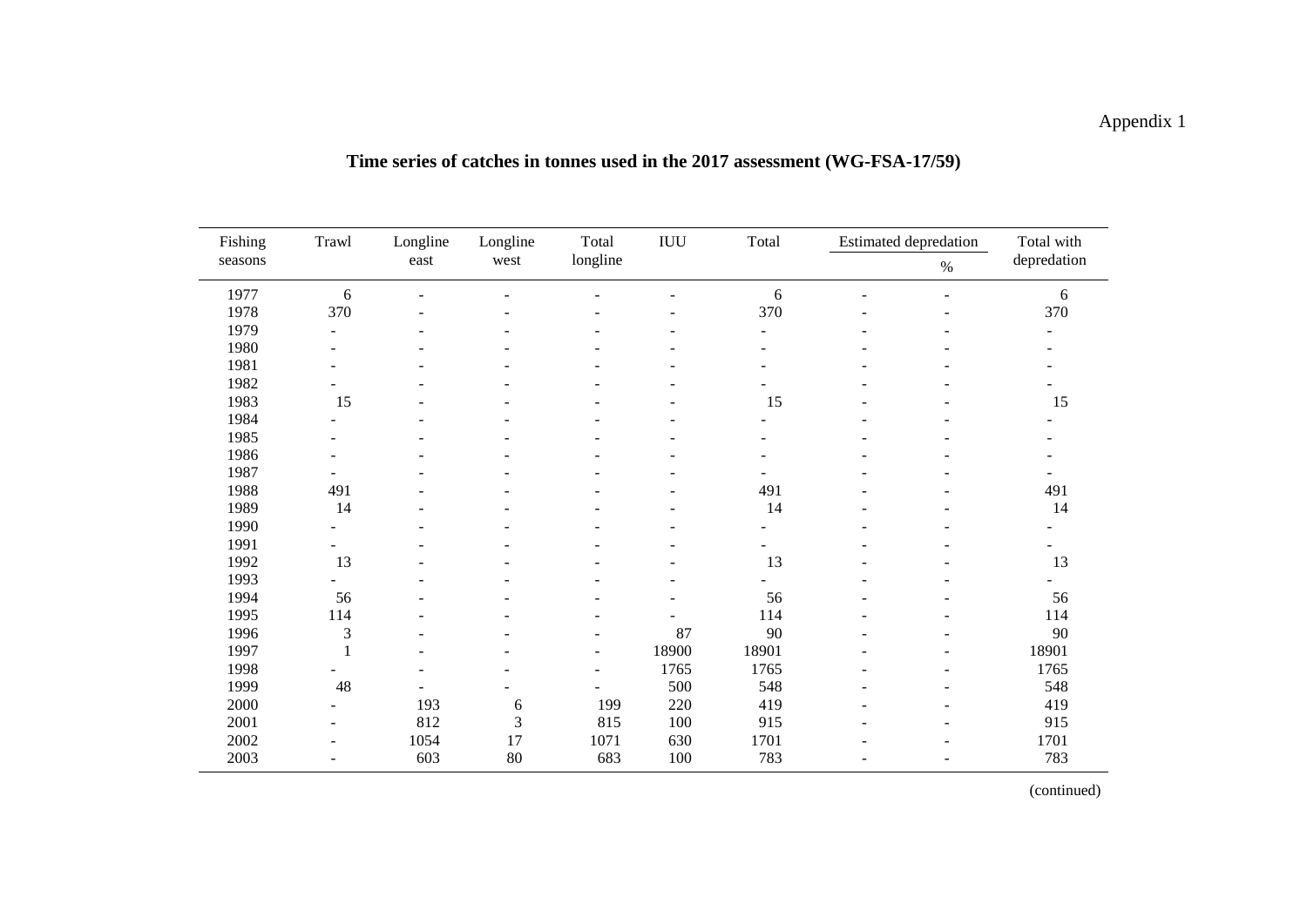Appendix 1

## Time series of catches in tonnes used in the 2017 assessment (WG-FSA-17/59)

| Fishing seasons | Trawl | Longline east | Longline west | Total longline | IUU | Total | Estimated depredation | | Total with depredation |
|---|---|---|---|---|---|---|---|---|---|
| | | | | | | | | % | |
| 1977 | 6 | - | - | - | - | 6 | - | - | 6 |
| 1978 | 370 | - | - | - | - | 370 | - | - | 370 |
| 1979 | - | - | - | - | - | - | - | - | - |
| 1980 | - | - | - | - | - | - | - | - | - |
| 1981 | - | - | - | - | - | - | - | - | - |
| 1982 | - | - | - | - | - | - | - | - | - |
| 1983 | 15 | - | - | - | - | 15 | - | - | 15 |
| 1984 | - | - | - | - | - | - | - | - | - |
| 1985 | - | - | - | - | - | - | - | - | - |
| 1986 | - | - | - | - | - | - | - | - | - |
| 1987 | - | - | - | - | - | - | - | - | - |
| 1988 | 491 | - | - | - | - | 491 | - | - | 491 |
| 1989 | 14 | - | - | - | - | 14 | - | - | 14 |
| 1990 | - | - | - | - | - | - | - | - | - |
| 1991 | - | - | - | - | - | - | - | - | - |
| 1992 | 13 | - | - | - | - | 13 | - | - | 13 |
| 1993 | - | - | - | - | - | - | - | - | - |
| 1994 | 56 | - | - | - | - | 56 | - | - | 56 |
| 1995 | 114 | - | - | - | - | 114 | - | - | 114 |
| 1996 | 3 | - | - | - | 87 | 90 | - | - | 90 |
| 1997 | 1 | - | - | - | 18900 | 18901 | - | - | 18901 |
| 1998 | - | - | - | - | 1765 | 1765 | - | - | 1765 |
| 1999 | 48 | - | - | - | 500 | 548 | - | - | 548 |
| 2000 | - | 193 | 6 | 199 | 220 | 419 | - | - | 419 |
| 2001 | - | 812 | 3 | 815 | 100 | 915 | - | - | 915 |
| 2002 | - | 1054 | 17 | 1071 | 630 | 1701 | - | - | 1701 |
| 2003 | - | 603 | 80 | 683 | 100 | 783 | - | - | 783 |

(continued)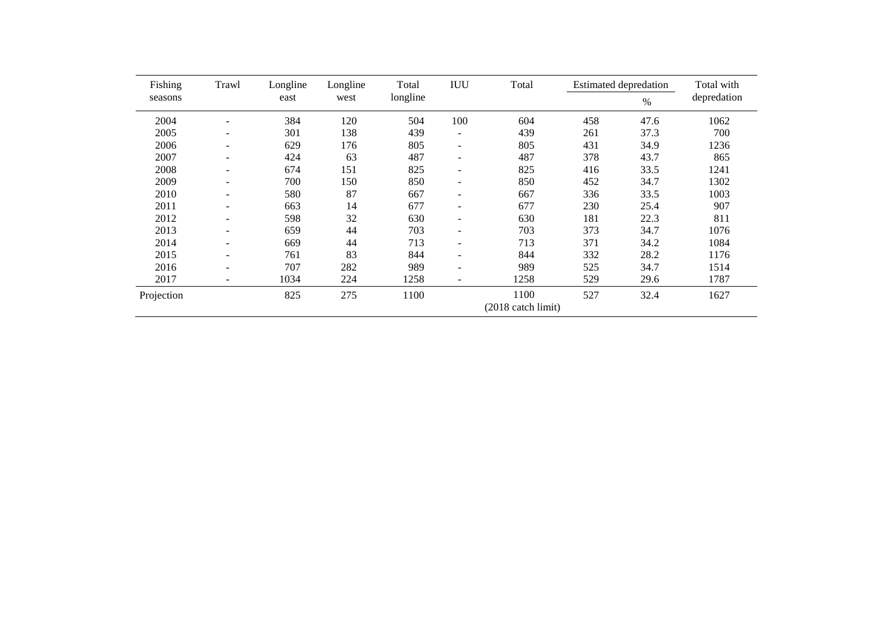| Fishing seasons | Trawl | Longline east | Longline west | Total longline | IUU | Total | Estimated depredation | | Total with depredation |
|---|---|---|---|---|---|---|---|---|---|
| | | | | | | | | % | |
| 2004 | - | 384 | 120 | 504 | 100 | 604 | 458 | 47.6 | 1062 |
| 2005 | - | 301 | 138 | 439 | - | 439 | 261 | 37.3 | 700 |
| 2006 | - | 629 | 176 | 805 | - | 805 | 431 | 34.9 | 1236 |
| 2007 | - | 424 | 63 | 487 | - | 487 | 378 | 43.7 | 865 |
| 2008 | - | 674 | 151 | 825 | - | 825 | 416 | 33.5 | 1241 |
| 2009 | - | 700 | 150 | 850 | - | 850 | 452 | 34.7 | 1302 |
| 2010 | - | 580 | 87 | 667 | - | 667 | 336 | 33.5 | 1003 |
| 2011 | - | 663 | 14 | 677 | - | 677 | 230 | 25.4 | 907 |
| 2012 | - | 598 | 32 | 630 | - | 630 | 181 | 22.3 | 811 |
| 2013 | - | 659 | 44 | 703 | - | 703 | 373 | 34.7 | 1076 |
| 2014 | - | 669 | 44 | 713 | - | 713 | 371 | 34.2 | 1084 |
| 2015 | - | 761 | 83 | 844 | - | 844 | 332 | 28.2 | 1176 |
| 2016 | - | 707 | 282 | 989 | - | 989 | 525 | 34.7 | 1514 |
| 2017 | - | 1034 | 224 | 1258 | - | 1258 | 529 | 29.6 | 1787 |
| Projection | | 825 | 275 | 1100 | | 1100 (2018 catch limit) | 527 | 32.4 | 1627 |